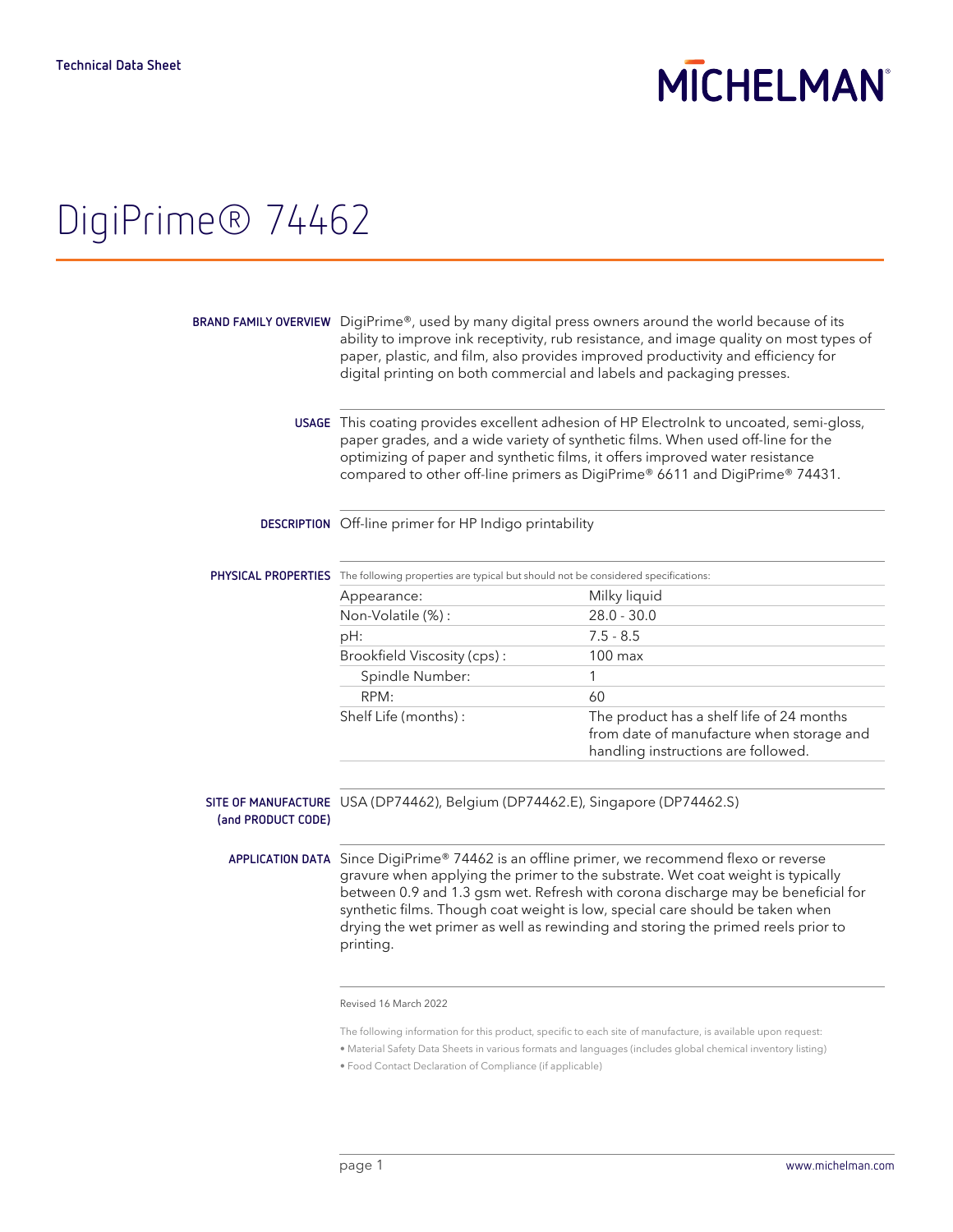Technical Data Sheet

# DigiPrime® 74462

**BRAND FAMILY OVERVIEW**
DigiPrime®, used by many digital press owners around the world because of its ability to improve ink receptivity, rub resistance, and image quality on most types of paper, plastic, and film, also provides improved productivity and efficiency for digital printing on both commercial and labels and packaging presses.

**USAGE**
This coating provides excellent adhesion of HP ElectroInk to uncoated, semi-gloss, paper grades, and a wide variety of synthetic films. When used off-line for the optimizing of paper and synthetic films, it offers improved water resistance compared to other off-line primers as DigiPrime® 6611 and DigiPrime® 74431.

**DESCRIPTION**
Off-line primer for HP Indigo printability

**PHYSICAL PROPERTIES**
The following properties are typical but should not be considered specifications:

| Property | Value |
|---|---|
| Appearance: | Milky liquid |
| Non-Volatile (%) : | 28.0 - 30.0 |
| pH: | 7.5 - 8.5 |
| Brookfield Viscosity (cps) : | 100 max |
| Spindle Number: | 1 |
| RPM: | 60 |
| Shelf Life (months) : | The product has a shelf life of 24 months from date of manufacture when storage and handling instructions are followed. |

**SITE OF MANUFACTURE (and PRODUCT CODE)**
USA (DP74462), Belgium (DP74462.E), Singapore (DP74462.S)

**APPLICATION DATA**
Since DigiPrime® 74462 is an offline primer, we recommend flexo or reverse gravure when applying the primer to the substrate. Wet coat weight is typically between 0.9 and 1.3 gsm wet. Refresh with corona discharge may be beneficial for synthetic films. Though coat weight is low, special care should be taken when drying the wet primer as well as rewinding and storing the primed reels prior to printing.

Revised 16 March 2022

The following information for this product, specific to each site of manufacture, is available upon request:

- Material Safety Data Sheets in various formats and languages (includes global chemical inventory listing)
- Food Contact Declaration of Compliance (if applicable)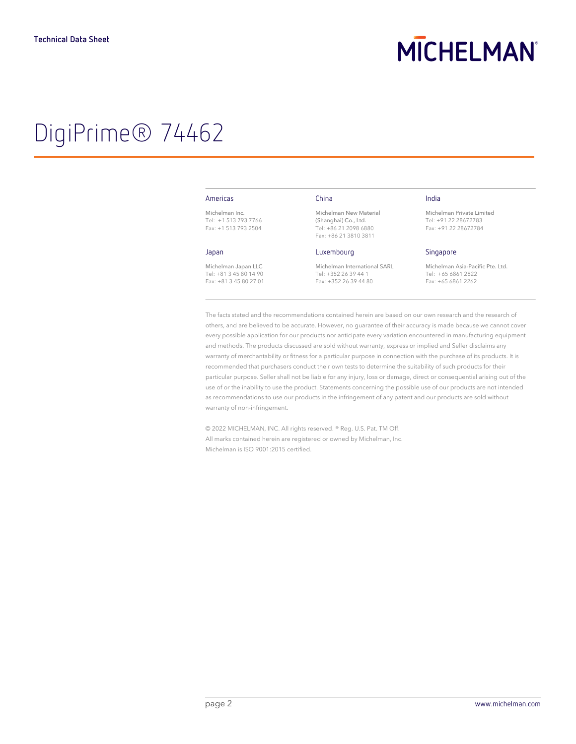# DigiPrime® 74462

### Americas

Michelman Inc.
Tel: +1 513 793 7766
Fax: +1 513 793 2504

### China

Michelman New Material (Shanghai) Co., Ltd.
Tel: +86 21 2098 6880
Fax: +86 21 3810 3811

### India

Michelman Private Limited
Tel: +91 22 28672783
Fax: +91 22 28672784

### Japan

Michelman Japan LLC
Tel: +81 3 45 80 14 90
Fax: +81 3 45 80 27 01

### Luxembourg

Michelman International SARL
Tel: +352 26 39 44 1
Fax: +352 26 39 44 80

### Singapore

Michelman Asia-Pacific Pte. Ltd.
Tel: +65 6861 2822
Fax: +65 6861 2262

The facts stated and the recommendations contained herein are based on our own research and the research of others, and are believed to be accurate. However, no guarantee of their accuracy is made because we cannot cover every possible application for our products nor anticipate every variation encountered in manufacturing equipment and methods. The products discussed are sold without warranty, express or implied and Seller disclaims any warranty of merchantability or fitness for a particular purpose in connection with the purchase of its products. It is recommended that purchasers conduct their own tests to determine the suitability of such products for their particular purpose. Seller shall not be liable for any injury, loss or damage, direct or consequential arising out of the use of or the inability to use the product. Statements concerning the possible use of our products are not intended as recommendations to use our products in the infringement of any patent and our products are sold without warranty of non-infringement.

© 2022 MICHELMAN, INC. All rights reserved. ® Reg. U.S. Pat. TM Off.
All marks contained herein are registered or owned by Michelman, Inc.
Michelman is ISO 9001:2015 certified.